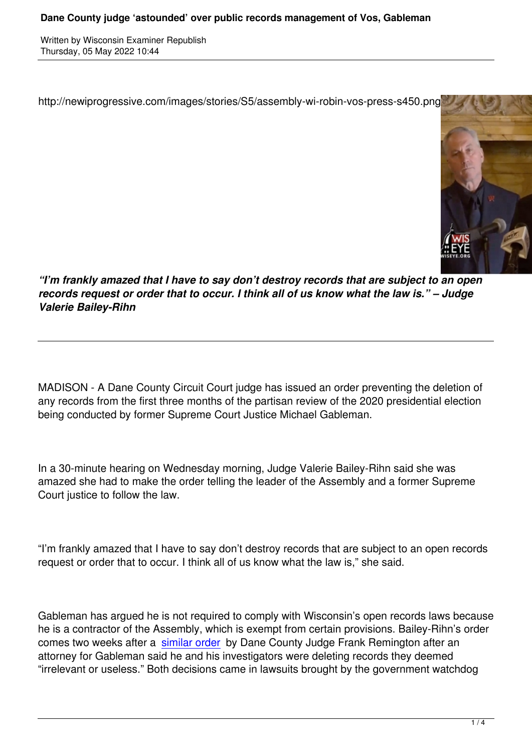# Dane County judge 'astounded' over public records management of Vos, Gableman

Written by Wisconsin Examiner Republish
Thursday, 05 May 2022 10:44

http://newiprogressive.com/images/stories/S5/assembly-wi-robin-vos-press-s450.png

***"I'm frankly amazed that I have to say don't destroy records that are subject to an open records request or order that to occur. I think all of us know what the law is." – Judge Valerie Bailey-Rihn***

---

MADISON - A Dane County Circuit Court judge has issued an order preventing the deletion of any records from the first three months of the partisan review of the 2020 presidential election being conducted by former Supreme Court Justice Michael Gableman.

In a 30-minute hearing on Wednesday morning, Judge Valerie Bailey-Rihn said she was amazed she had to make the order telling the leader of the Assembly and a former Supreme Court justice to follow the law.

"I'm frankly amazed that I have to say don't destroy records that are subject to an open records request or order that to occur. I think all of us know what the law is," she said.

Gableman has argued he is not required to comply with Wisconsin's open records laws because he is a contractor of the Assembly, which is exempt from certain provisions. Bailey-Rihn's order comes two weeks after a similar order by Dane County Judge Frank Remington after an attorney for Gableman said he and his investigators were deleting records they deemed "irrelevant or useless." Both decisions came in lawsuits brought by the government watchdog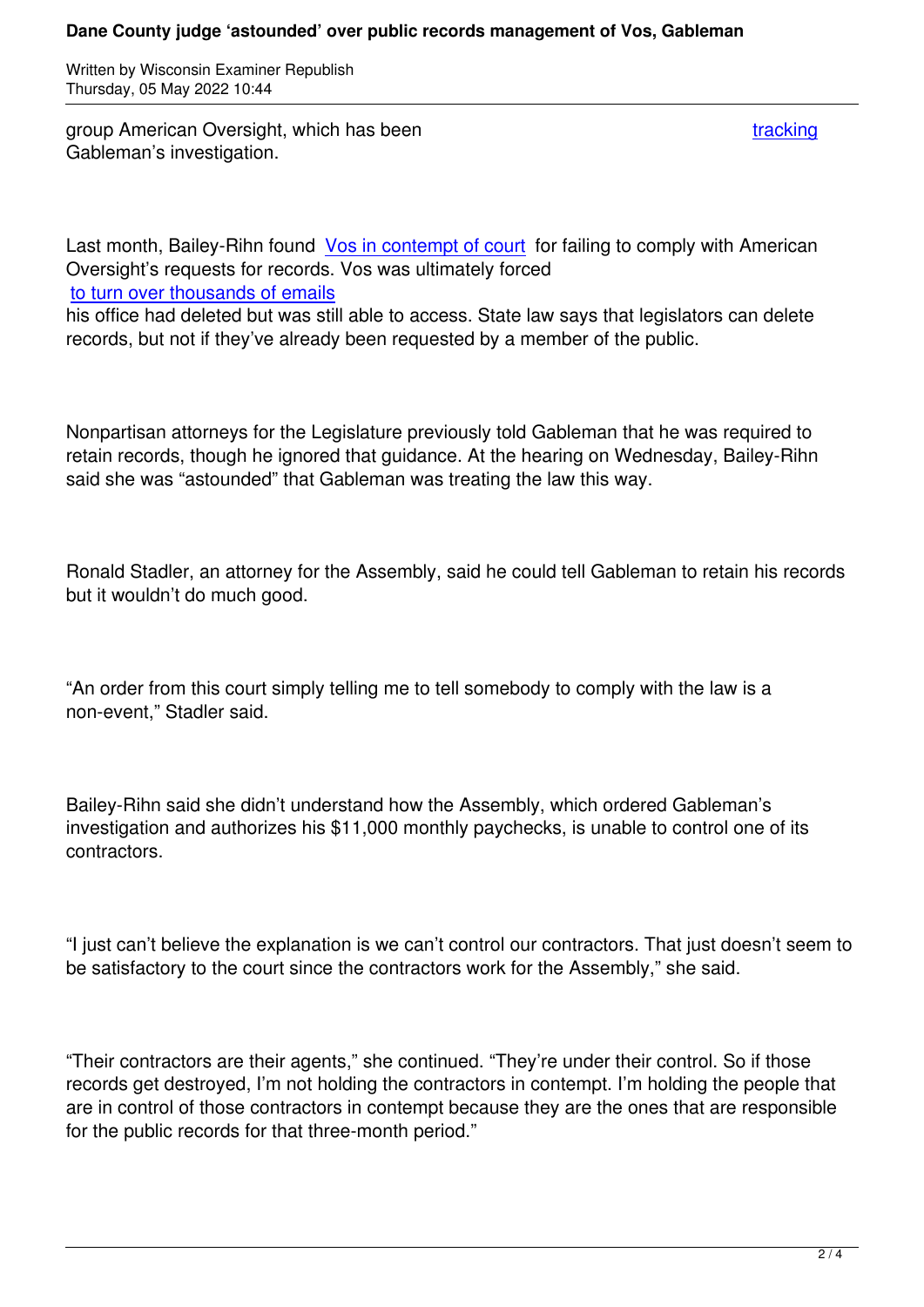group American Oversight, which has been tracking Gableman's investigation.

Last month, Bailey-Rihn found Vos in contempt of court for failing to comply with American Oversight's requests for records. Vos was ultimately forced to turn over thousands of emails his office had deleted but was still able to access. State law says that legislators can delete records, but not if they've already been requested by a member of the public.

Nonpartisan attorneys for the Legislature previously told Gableman that he was required to retain records, though he ignored that guidance. At the hearing on Wednesday, Bailey-Rihn said she was "astounded" that Gableman was treating the law this way.

Ronald Stadler, an attorney for the Assembly, said he could tell Gableman to retain his records but it wouldn't do much good.

"An order from this court simply telling me to tell somebody to comply with the law is a non-event," Stadler said.

Bailey-Rihn said she didn't understand how the Assembly, which ordered Gableman's investigation and authorizes his $11,000 monthly paychecks, is unable to control one of its contractors.

"I just can't believe the explanation is we can't control our contractors. That just doesn't seem to be satisfactory to the court since the contractors work for the Assembly," she said.

"Their contractors are their agents," she continued. "They're under their control. So if those records get destroyed, I'm not holding the contractors in contempt. I'm holding the people that are in control of those contractors in contempt because they are the ones that are responsible for the public records for that three-month period."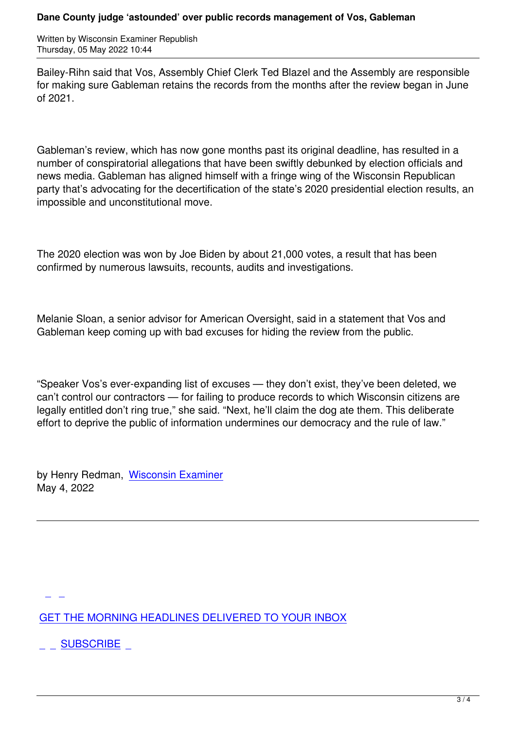Bailey-Rihn said that Vos, Assembly Chief Clerk Ted Blazel and the Assembly are responsible for making sure Gableman retains the records from the months after the review began in June of 2021.

Gableman's review, which has now gone months past its original deadline, has resulted in a number of conspiratorial allegations that have been swiftly debunked by election officials and news media. Gableman has aligned himself with a fringe wing of the Wisconsin Republican party that's advocating for the decertification of the state's 2020 presidential election results, an impossible and unconstitutional move.

The 2020 election was won by Joe Biden by about 21,000 votes, a result that has been confirmed by numerous lawsuits, recounts, audits and investigations.

Melanie Sloan, a senior advisor for American Oversight, said in a statement that Vos and Gableman keep coming up with bad excuses for hiding the review from the public.

"Speaker Vos's ever-expanding list of excuses — they don't exist, they've been deleted, we can't control our contractors — for failing to produce records to which Wisconsin citizens are legally entitled don't ring true," she said. "Next, he'll claim the dog ate them. This deliberate effort to deprive the public of information undermines our democracy and the rule of law."

by Henry Redman, [Wisconsin Examiner](#)
May 4, 2022

---

[GET THE MORNING HEADLINES DELIVERED TO YOUR INBOX](#)

[SUBSCRIBE](#)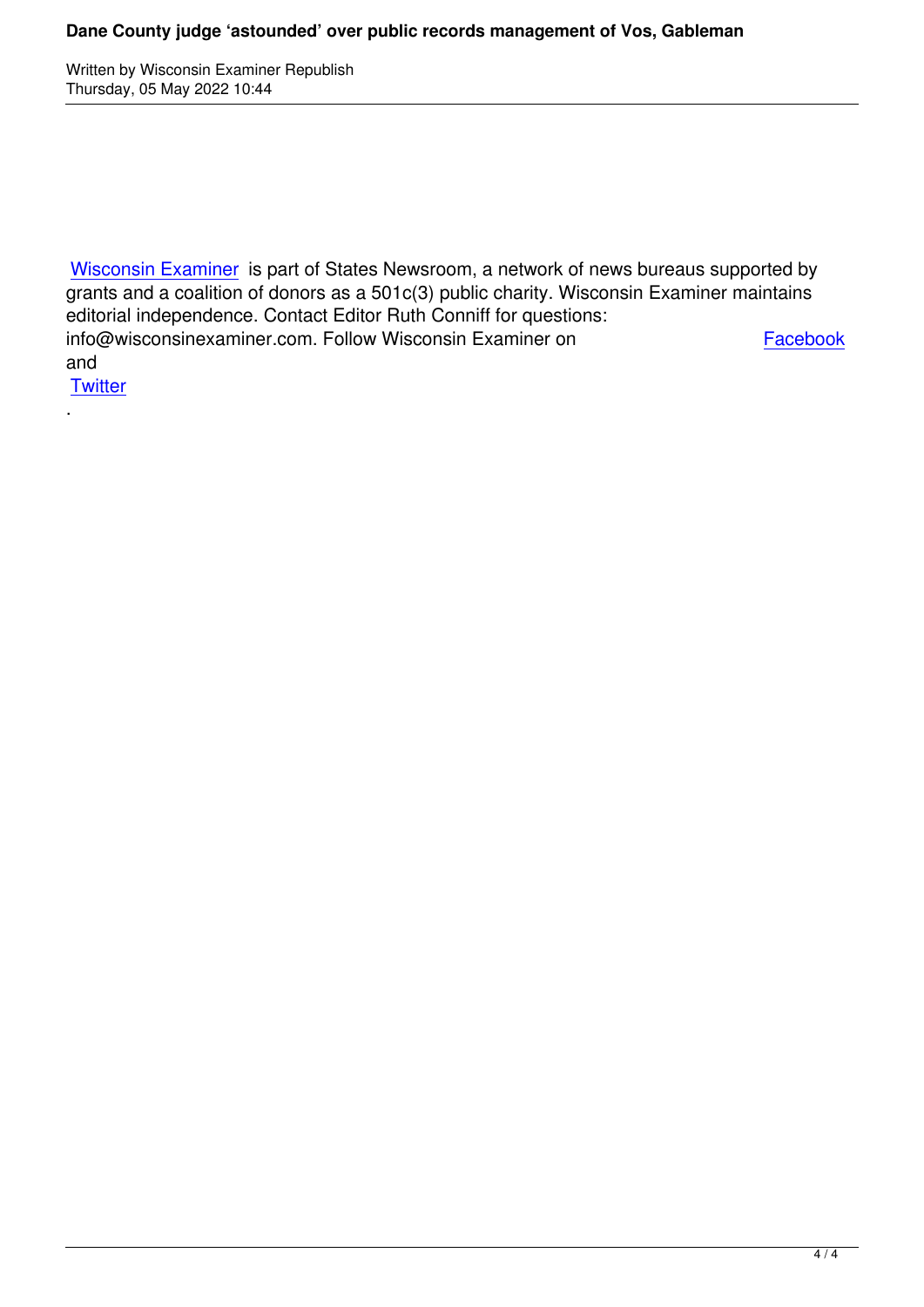Wisconsin Examiner is part of States Newsroom, a network of news bureaus supported by grants and a coalition of donors as a 501c(3) public charity. Wisconsin Examiner maintains editorial independence. Contact Editor Ruth Conniff for questions: info@wisconsinexaminer.com. Follow Wisconsin Examiner on Facebook and Twitter.